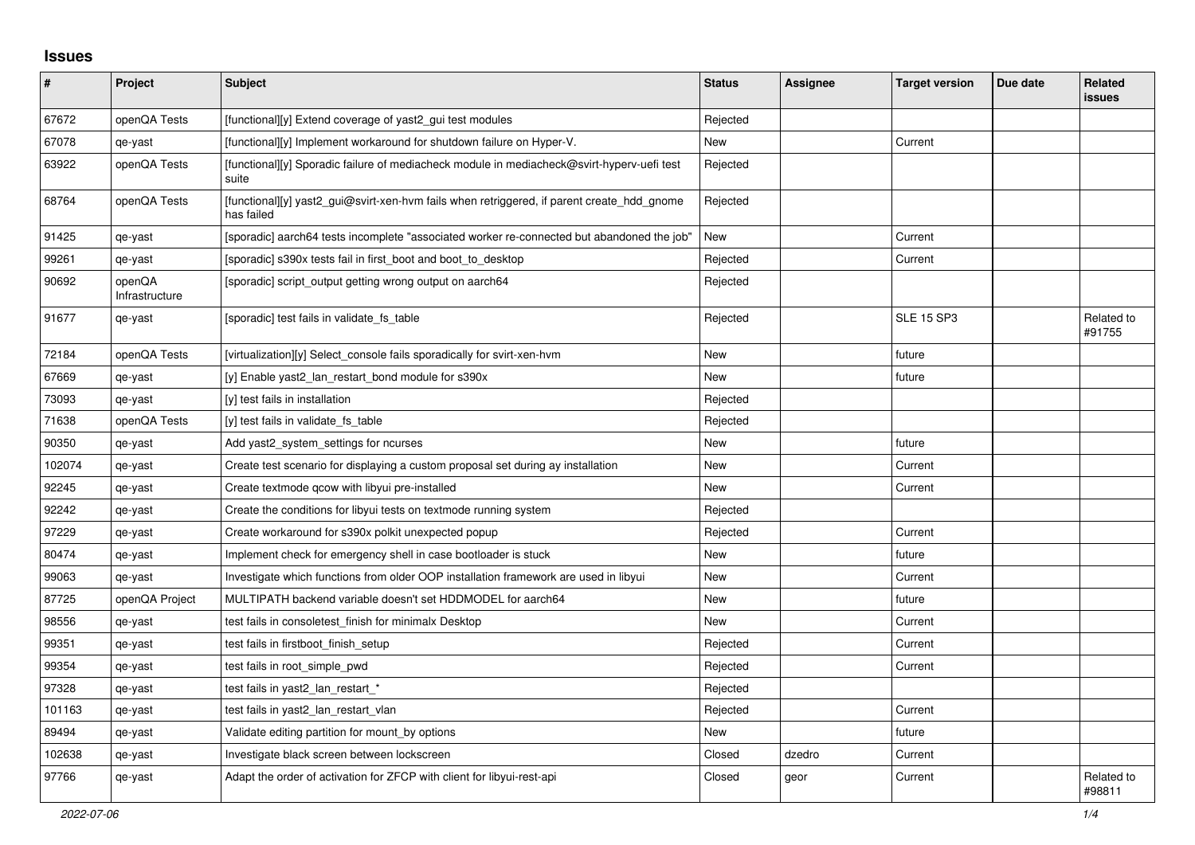## Issues

| # | Project | Subject | Status | Assignee | Target version | Due date | Related issues |
|---|---|---|---|---|---|---|---|
| 67672 | openQA Tests | [functional][y] Extend coverage of yast2_gui test modules | Rejected | | | | |
| 67078 | qe-yast | [functional][y] Implement workaround for shutdown failure on Hyper-V. | New | | Current | | |
| 63922 | openQA Tests | [functional][y] Sporadic failure of mediacheck module in mediacheck@svirt-hyperv-uefi test suite | Rejected | | | | |
| 68764 | openQA Tests | [functional][y] yast2_gui@svirt-xen-hvm fails when retriggered, if parent create_hdd_gnome has failed | Rejected | | | | |
| 91425 | qe-yast | [sporadic] aarch64 tests incomplete "associated worker re-connected but abandoned the job" | New | | Current | | |
| 99261 | qe-yast | [sporadic] s390x tests fail in first_boot and boot_to_desktop | Rejected | | Current | | |
| 90692 | openQA Infrastructure | [sporadic] script_output getting wrong output on aarch64 | Rejected | | | | |
| 91677 | qe-yast | [sporadic] test fails in validate_fs_table | Rejected | | SLE 15 SP3 | | Related to #91755 |
| 72184 | openQA Tests | [virtualization][y] Select_console fails sporadically for svirt-xen-hvm | New | | future | | |
| 67669 | qe-yast | [y] Enable yast2_lan_restart_bond module for s390x | New | | future | | |
| 73093 | qe-yast | [y] test fails in installation | Rejected | | | | |
| 71638 | openQA Tests | [y] test fails in validate_fs_table | Rejected | | | | |
| 90350 | qe-yast | Add yast2_system_settings for ncurses | New | | future | | |
| 102074 | qe-yast | Create test scenario for displaying a custom proposal set during ay installation | New | | Current | | |
| 92245 | qe-yast | Create textmode qcow with libyui pre-installed | New | | Current | | |
| 92242 | qe-yast | Create the conditions for libyui tests on textmode running system | Rejected | | | | |
| 97229 | qe-yast | Create workaround for s390x polkit unexpected popup | Rejected | | Current | | |
| 80474 | qe-yast | Implement check for emergency shell in case bootloader is stuck | New | | future | | |
| 99063 | qe-yast | Investigate which functions from older OOP installation framework are used in libyui | New | | Current | | |
| 87725 | openQA Project | MULTIPATH backend variable doesn't set HDDMODEL for aarch64 | New | | future | | |
| 98556 | qe-yast | test fails in consoletest_finish for minimalx Desktop | New | | Current | | |
| 99351 | qe-yast | test fails in firstboot_finish_setup | Rejected | | Current | | |
| 99354 | qe-yast | test fails in root_simple_pwd | Rejected | | Current | | |
| 97328 | qe-yast | test fails in yast2_lan_restart_* | Rejected | | | | |
| 101163 | qe-yast | test fails in yast2_lan_restart_vlan | Rejected | | Current | | |
| 89494 | qe-yast | Validate editing partition for mount_by options | New | | future | | |
| 102638 | qe-yast | Investigate black screen between lockscreen | Closed | dzedro | Current | | |
| 97766 | qe-yast | Adapt the order of activation for ZFCP with client for libyui-rest-api | Closed | geor | Current | | Related to #98811 |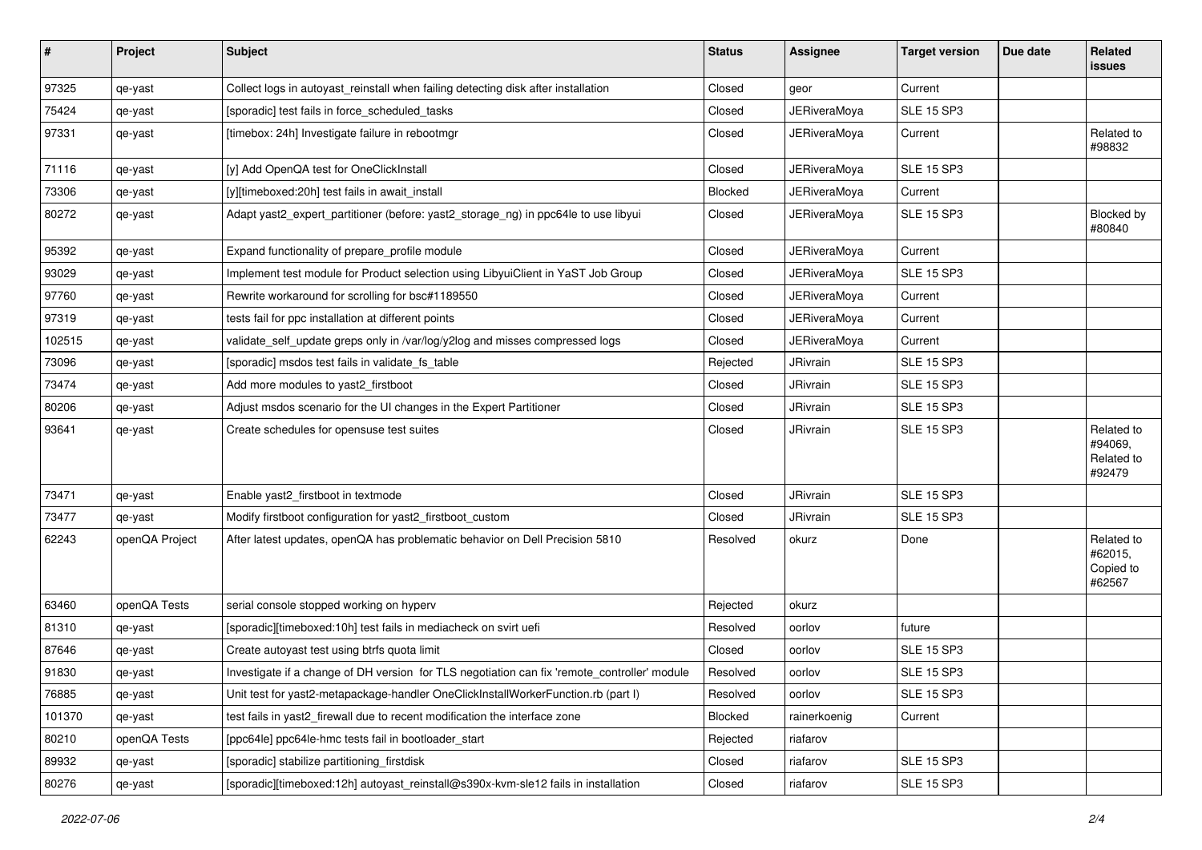| # | Project | Subject | Status | Assignee | Target version | Due date | Related issues |
|---|---|---|---|---|---|---|---|
| 97325 | qe-yast | Collect logs in autoyast_reinstall when failing detecting disk after installation | Closed | geor | Current | | |
| 75424 | qe-yast | [sporadic] test fails in force_scheduled_tasks | Closed | JERiveraMoya | SLE 15 SP3 | | |
| 97331 | qe-yast | [timebox: 24h] Investigate failure in rebootmgr | Closed | JERiveraMoya | Current | | Related to #98832 |
| 71116 | qe-yast | [y] Add OpenQA test for OneClickInstall | Closed | JERiveraMoya | SLE 15 SP3 | | |
| 73306 | qe-yast | [y][timeboxed:20h] test fails in await_install | Blocked | JERiveraMoya | Current | | |
| 80272 | qe-yast | Adapt yast2_expert_partitioner (before: yast2_storage_ng) in ppc64le to use libyui | Closed | JERiveraMoya | SLE 15 SP3 | | Blocked by #80840 |
| 95392 | qe-yast | Expand functionality of prepare_profile module | Closed | JERiveraMoya | Current | | |
| 93029 | qe-yast | Implement test module for Product selection using LibyuiClient in YaST Job Group | Closed | JERiveraMoya | SLE 15 SP3 | | |
| 97760 | qe-yast | Rewrite workaround for scrolling for bsc#1189550 | Closed | JERiveraMoya | Current | | |
| 97319 | qe-yast | tests fail for ppc installation at different points | Closed | JERiveraMoya | Current | | |
| 102515 | qe-yast | validate_self_update greps only in /var/log/y2log and misses compressed logs | Closed | JERiveraMoya | Current | | |
| 73096 | qe-yast | [sporadic] msdos test fails in validate_fs_table | Rejected | JRivrain | SLE 15 SP3 | | |
| 73474 | qe-yast | Add more modules to yast2_firstboot | Closed | JRivrain | SLE 15 SP3 | | |
| 80206 | qe-yast | Adjust msdos scenario for the UI changes in the Expert Partitioner | Closed | JRivrain | SLE 15 SP3 | | |
| 93641 | qe-yast | Create schedules for opensuse test suites | Closed | JRivrain | SLE 15 SP3 | | Related to #94069, Related to #92479 |
| 73471 | qe-yast | Enable yast2_firstboot in textmode | Closed | JRivrain | SLE 15 SP3 | | |
| 73477 | qe-yast | Modify firstboot configuration for yast2_firstboot_custom | Closed | JRivrain | SLE 15 SP3 | | |
| 62243 | openQA Project | After latest updates, openQA has problematic behavior on Dell Precision 5810 | Resolved | okurz | Done | | Related to #62015, Copied to #62567 |
| 63460 | openQA Tests | serial console stopped working on hyperv | Rejected | okurz | | | |
| 81310 | qe-yast | [sporadic][timeboxed:10h] test fails in mediacheck on svirt uefi | Resolved | oorlov | future | | |
| 87646 | qe-yast | Create autoyast test using btrfs quota limit | Closed | oorlov | SLE 15 SP3 | | |
| 91830 | qe-yast | Investigate if a change of DH version for TLS negotiation can fix 'remote_controller' module | Resolved | oorlov | SLE 15 SP3 | | |
| 76885 | qe-yast | Unit test for yast2-metapackage-handler OneClickInstallWorkerFunction.rb (part I) | Resolved | oorlov | SLE 15 SP3 | | |
| 101370 | qe-yast | test fails in yast2_firewall due to recent modification the interface zone | Blocked | rainerkoenig | Current | | |
| 80210 | openQA Tests | [ppc64le] ppc64le-hmc tests fail in bootloader_start | Rejected | riafarov | | | |
| 89932 | qe-yast | [sporadic] stabilize partitioning_firstdisk | Closed | riafarov | SLE 15 SP3 | | |
| 80276 | qe-yast | [sporadic][timeboxed:12h] autoyast_reinstall@s390x-kvm-sle12 fails in installation | Closed | riafarov | SLE 15 SP3 | | |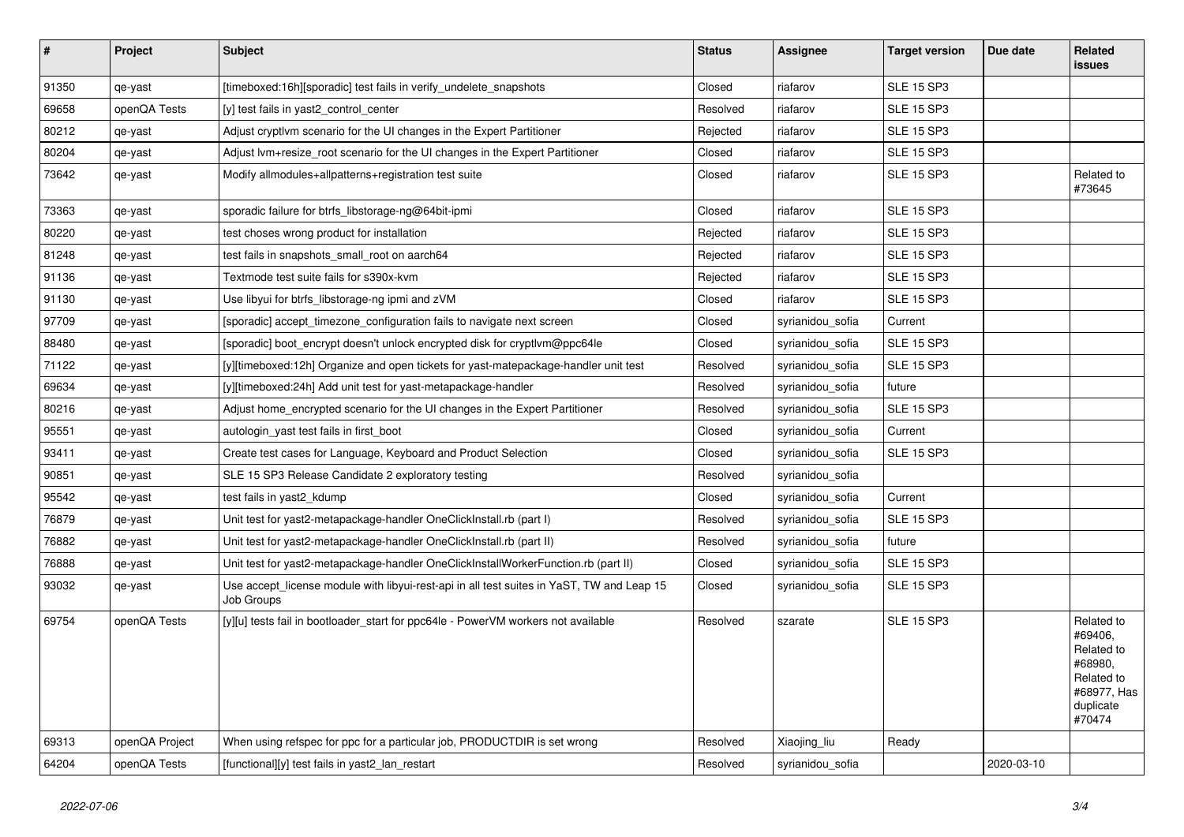| # | Project | Subject | Status | Assignee | Target version | Due date | Related issues |
|---|---|---|---|---|---|---|---|
| 91350 | qe-yast | [timeboxed:16h][sporadic] test fails in verify_undelete_snapshots | Closed | riafarov | SLE 15 SP3 | | |
| 69658 | openQA Tests | [y] test fails in yast2_control_center | Resolved | riafarov | SLE 15 SP3 | | |
| 80212 | qe-yast | Adjust cryptlvm scenario for the UI changes in the Expert Partitioner | Rejected | riafarov | SLE 15 SP3 | | |
| 80204 | qe-yast | Adjust lvm+resize_root scenario for the UI changes in the Expert Partitioner | Closed | riafarov | SLE 15 SP3 | | |
| 73642 | qe-yast | Modify allmodules+allpatterns+registration test suite | Closed | riafarov | SLE 15 SP3 | | Related to #73645 |
| 73363 | qe-yast | sporadic failure for btrfs_libstorage-ng@64bit-ipmi | Closed | riafarov | SLE 15 SP3 | | |
| 80220 | qe-yast | test choses wrong product for installation | Rejected | riafarov | SLE 15 SP3 | | |
| 81248 | qe-yast | test fails in snapshots_small_root on aarch64 | Rejected | riafarov | SLE 15 SP3 | | |
| 91136 | qe-yast | Textmode test suite fails for s390x-kvm | Rejected | riafarov | SLE 15 SP3 | | |
| 91130 | qe-yast | Use libyui for btrfs_libstorage-ng ipmi and zVM | Closed | riafarov | SLE 15 SP3 | | |
| 97709 | qe-yast | [sporadic] accept_timezone_configuration fails to navigate next screen | Closed | syrianidou_sofia | Current | | |
| 88480 | qe-yast | [sporadic] boot_encrypt doesn't unlock encrypted disk for cryptlvm@ppc64le | Closed | syrianidou_sofia | SLE 15 SP3 | | |
| 71122 | qe-yast | [y][timeboxed:12h] Organize and open tickets for yast-matepackage-handler unit test | Resolved | syrianidou_sofia | SLE 15 SP3 | | |
| 69634 | qe-yast | [y][timeboxed:24h] Add unit test for yast-metapackage-handler | Resolved | syrianidou_sofia | future | | |
| 80216 | qe-yast | Adjust home_encrypted scenario for the UI changes in the Expert Partitioner | Resolved | syrianidou_sofia | SLE 15 SP3 | | |
| 95551 | qe-yast | autologin_yast test fails in first_boot | Closed | syrianidou_sofia | Current | | |
| 93411 | qe-yast | Create test cases for Language, Keyboard and Product Selection | Closed | syrianidou_sofia | SLE 15 SP3 | | |
| 90851 | qe-yast | SLE 15 SP3 Release Candidate 2 exploratory testing | Resolved | syrianidou_sofia | | | |
| 95542 | qe-yast | test fails in yast2_kdump | Closed | syrianidou_sofia | Current | | |
| 76879 | qe-yast | Unit test for yast2-metapackage-handler OneClickInstall.rb (part I) | Resolved | syrianidou_sofia | SLE 15 SP3 | | |
| 76882 | qe-yast | Unit test for yast2-metapackage-handler OneClickInstall.rb (part II) | Resolved | syrianidou_sofia | future | | |
| 76888 | qe-yast | Unit test for yast2-metapackage-handler OneClickInstallWorkerFunction.rb (part II) | Closed | syrianidou_sofia | SLE 15 SP3 | | |
| 93032 | qe-yast | Use accept_license module with libyui-rest-api in all test suites in YaST, TW and Leap 15 Job Groups | Closed | syrianidou_sofia | SLE 15 SP3 | | |
| 69754 | openQA Tests | [y][u] tests fail in bootloader_start for ppc64le - PowerVM workers not available | Resolved | szarate | SLE 15 SP3 | | Related to #69406, Related to #68980, Related to #68977, Has duplicate #70474 |
| 69313 | openQA Project | When using refspec for ppc for a particular job, PRODUCTDIR is set wrong | Resolved | Xiaojing_liu | Ready | | |
| 64204 | openQA Tests | [functional][y] test fails in yast2_lan_restart | Resolved | syrianidou_sofia | | 2020-03-10 | |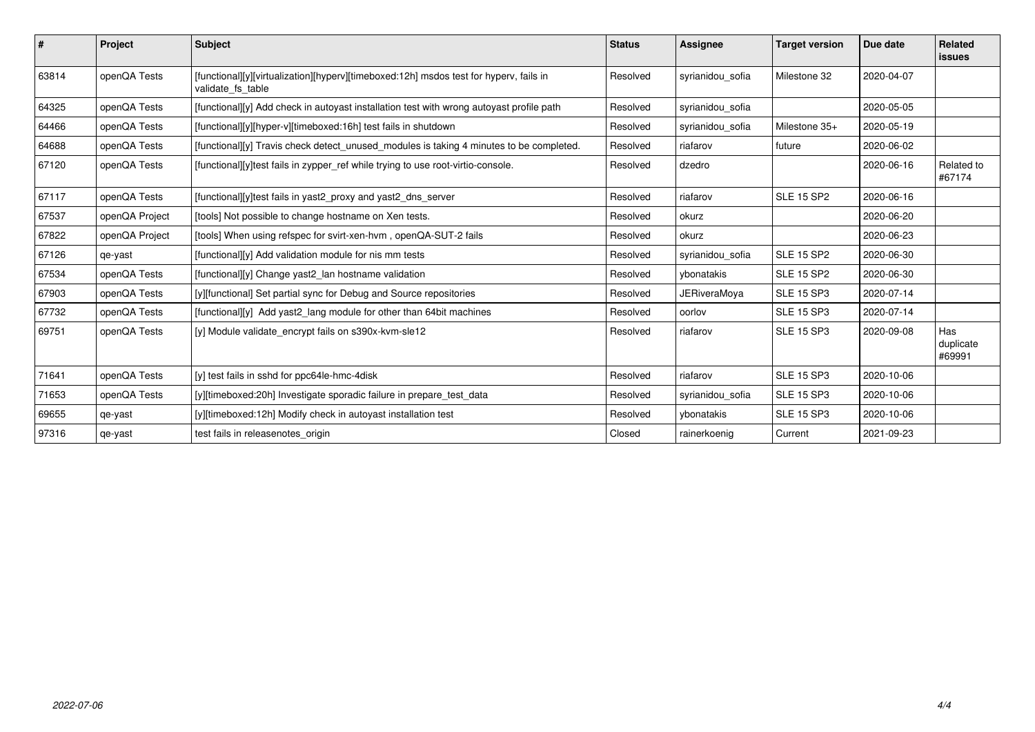| # | Project | Subject | Status | Assignee | Target version | Due date | Related issues |
|---|---|---|---|---|---|---|---|
| 63814 | openQA Tests | [functional][y][virtualization][hyperv][timeboxed:12h] msdos test for hyperv, fails in validate_fs_table | Resolved | syrianidou_sofia | Milestone 32 | 2020-04-07 | |
| 64325 | openQA Tests | [functional][y] Add check in autoyast installation test with wrong autoyast profile path | Resolved | syrianidou_sofia | | 2020-05-05 | |
| 64466 | openQA Tests | [functional][y][hyper-v][timeboxed:16h] test fails in shutdown | Resolved | syrianidou_sofia | Milestone 35+ | 2020-05-19 | |
| 64688 | openQA Tests | [functional][y] Travis check detect_unused_modules is taking 4 minutes to be completed. | Resolved | riafarov | future | 2020-06-02 | |
| 67120 | openQA Tests | [functional][y]test fails in zypper_ref while trying to use root-virtio-console. | Resolved | dzedro | | 2020-06-16 | Related to #67174 |
| 67117 | openQA Tests | [functional][y]test fails in yast2_proxy and yast2_dns_server | Resolved | riafarov | SLE 15 SP2 | 2020-06-16 | |
| 67537 | openQA Project | [tools] Not possible to change hostname on Xen tests. | Resolved | okurz | | 2020-06-20 | |
| 67822 | openQA Project | [tools] When using refspec for svirt-xen-hvm , openQA-SUT-2 fails | Resolved | okurz | | 2020-06-23 | |
| 67126 | qe-yast | [functional][y] Add validation module for nis mm tests | Resolved | syrianidou_sofia | SLE 15 SP2 | 2020-06-30 | |
| 67534 | openQA Tests | [functional][y] Change yast2_lan hostname validation | Resolved | ybonatakis | SLE 15 SP2 | 2020-06-30 | |
| 67903 | openQA Tests | [y][functional] Set partial sync for Debug and Source repositories | Resolved | JERiveraMoya | SLE 15 SP3 | 2020-07-14 | |
| 67732 | openQA Tests | [functional][y] Add yast2_lang module for other than 64bit machines | Resolved | oorlov | SLE 15 SP3 | 2020-07-14 | |
| 69751 | openQA Tests | [y] Module validate_encrypt fails on s390x-kvm-sle12 | Resolved | riafarov | SLE 15 SP3 | 2020-09-08 | Has duplicate #69991 |
| 71641 | openQA Tests | [y] test fails in sshd for ppc64le-hmc-4disk | Resolved | riafarov | SLE 15 SP3 | 2020-10-06 | |
| 71653 | openQA Tests | [y][timeboxed:20h] Investigate sporadic failure in prepare_test_data | Resolved | syrianidou_sofia | SLE 15 SP3 | 2020-10-06 | |
| 69655 | qe-yast | [y][timeboxed:12h] Modify check in autoyast installation test | Resolved | ybonatakis | SLE 15 SP3 | 2020-10-06 | |
| 97316 | qe-yast | test fails in releasenotes_origin | Closed | rainerkoenig | Current | 2021-09-23 | |